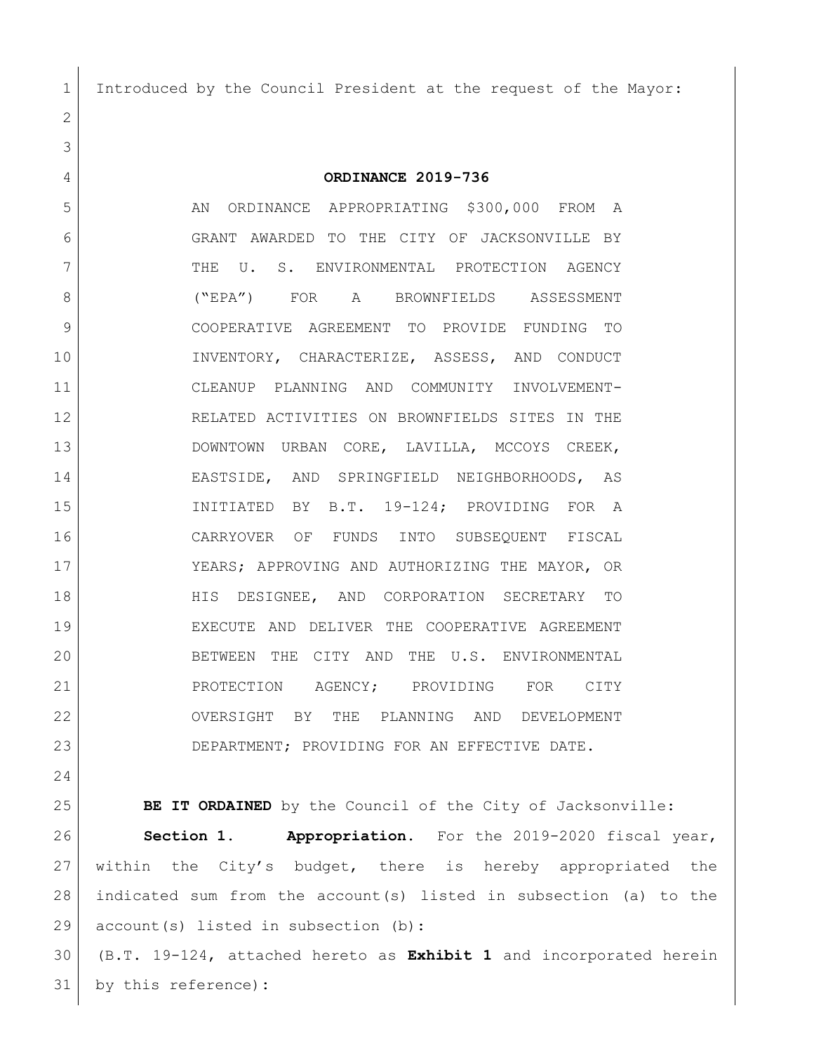Introduced by the Council President at the request of the Mayor:

**ORDINANCE 2019-736**

AN ORDINANCE APPROPRIATING $300,000 FROM A GRANT AWARDED TO THE CITY OF JACKSONVILLE BY THE U. S. ENVIRONMENTAL PROTECTION AGENCY ("EPA") FOR A BROWNFIELDS ASSESSMENT COOPERATIVE AGREEMENT TO PROVIDE FUNDING TO INVENTORY, CHARACTERIZE, ASSESS, AND CONDUCT CLEANUP PLANNING AND COMMUNITY INVOLVEMENT-RELATED ACTIVITIES ON BROWNFIELDS SITES IN THE DOWNTOWN URBAN CORE, LAVILLA, MCCOYS CREEK, EASTSIDE, AND SPRINGFIELD NEIGHBORHOODS, AS INITIATED BY B.T. 19-124; PROVIDING FOR A CARRYOVER OF FUNDS INTO SUBSEQUENT FISCAL YEARS; APPROVING AND AUTHORIZING THE MAYOR, OR HIS DESIGNEE, AND CORPORATION SECRETARY TO EXECUTE AND DELIVER THE COOPERATIVE AGREEMENT BETWEEN THE CITY AND THE U.S. ENVIRONMENTAL PROTECTION AGENCY; PROVIDING FOR CITY OVERSIGHT BY THE PLANNING AND DEVELOPMENT DEPARTMENT; PROVIDING FOR AN EFFECTIVE DATE.

**BE IT ORDAINED** by the Council of the City of Jacksonville:

**Section 1. Appropriation.** For the 2019-2020 fiscal year, within the City's budget, there is hereby appropriated the indicated sum from the account(s) listed in subsection (a) to the account(s) listed in subsection (b):

(B.T. 19-124, attached hereto as **Exhibit 1** and incorporated herein by this reference):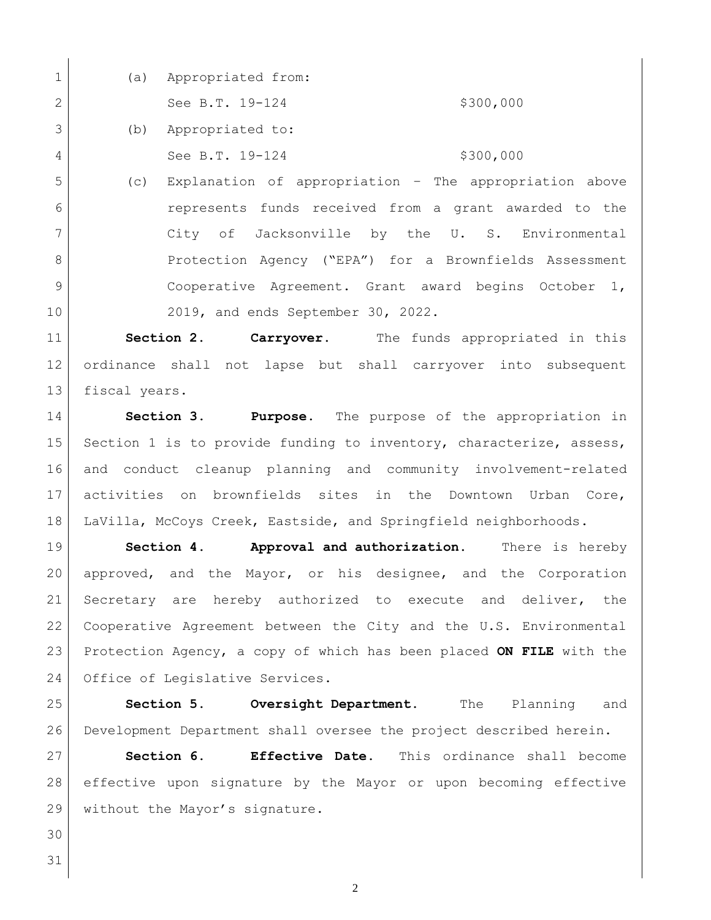(a) Appropriated from:

See B.T. 19-124 $300,000

(b) Appropriated to:

See B.T. 19-124 $300,000

(c) Explanation of appropriation – The appropriation above represents funds received from a grant awarded to the City of Jacksonville by the U. S. Environmental Protection Agency ("EPA") for a Brownfields Assessment Cooperative Agreement. Grant award begins October 1, 2019, and ends September 30, 2022.

**Section 2. Carryover.** The funds appropriated in this ordinance shall not lapse but shall carryover into subsequent fiscal years.

**Section 3. Purpose.** The purpose of the appropriation in Section 1 is to provide funding to inventory, characterize, assess, and conduct cleanup planning and community involvement-related activities on brownfields sites in the Downtown Urban Core, LaVilla, McCoys Creek, Eastside, and Springfield neighborhoods.

**Section 4. Approval and authorization.** There is hereby approved, and the Mayor, or his designee, and the Corporation Secretary are hereby authorized to execute and deliver, the Cooperative Agreement between the City and the U.S. Environmental Protection Agency, a copy of which has been placed **ON FILE** with the Office of Legislative Services.

**Section 5. Oversight Department.** The Planning and Development Department shall oversee the project described herein.

**Section 6. Effective Date.** This ordinance shall become effective upon signature by the Mayor or upon becoming effective without the Mayor's signature.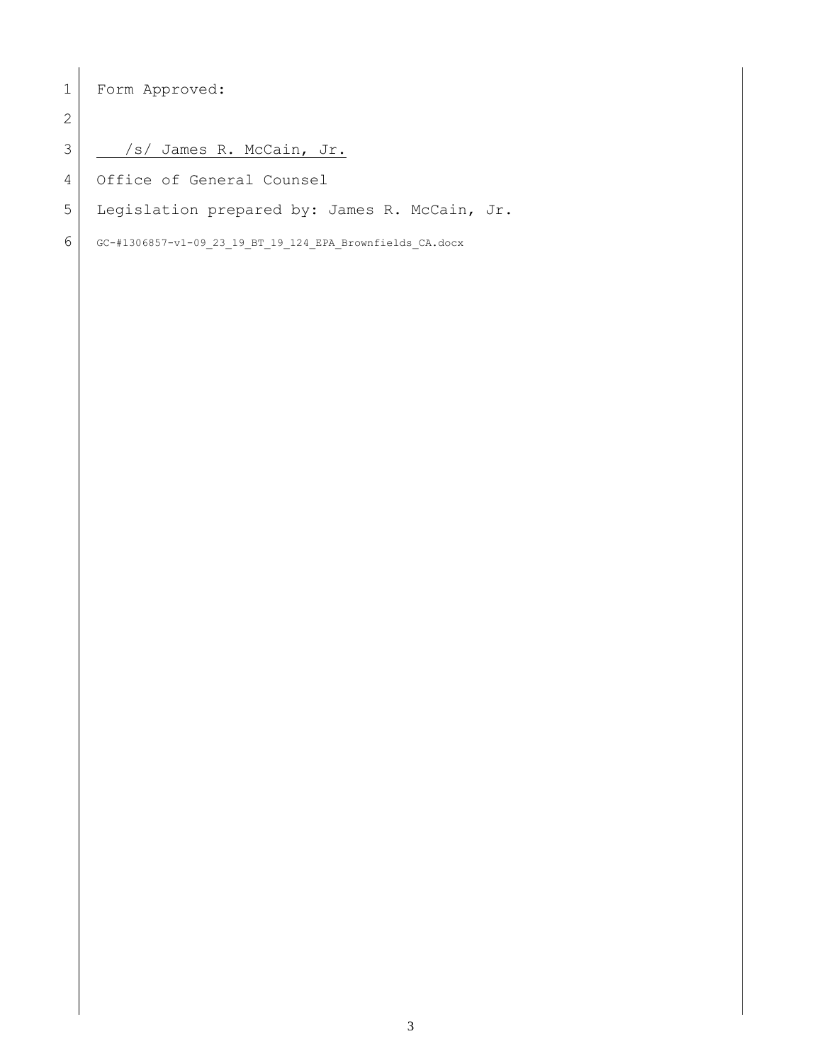Form Approved:

/s/ James R. McCain, Jr.

Office of General Counsel

Legislation prepared by: James R. McCain, Jr.

GC-#1306857-v1-09_23_19_BT_19_124_EPA_Brownfields_CA.docx